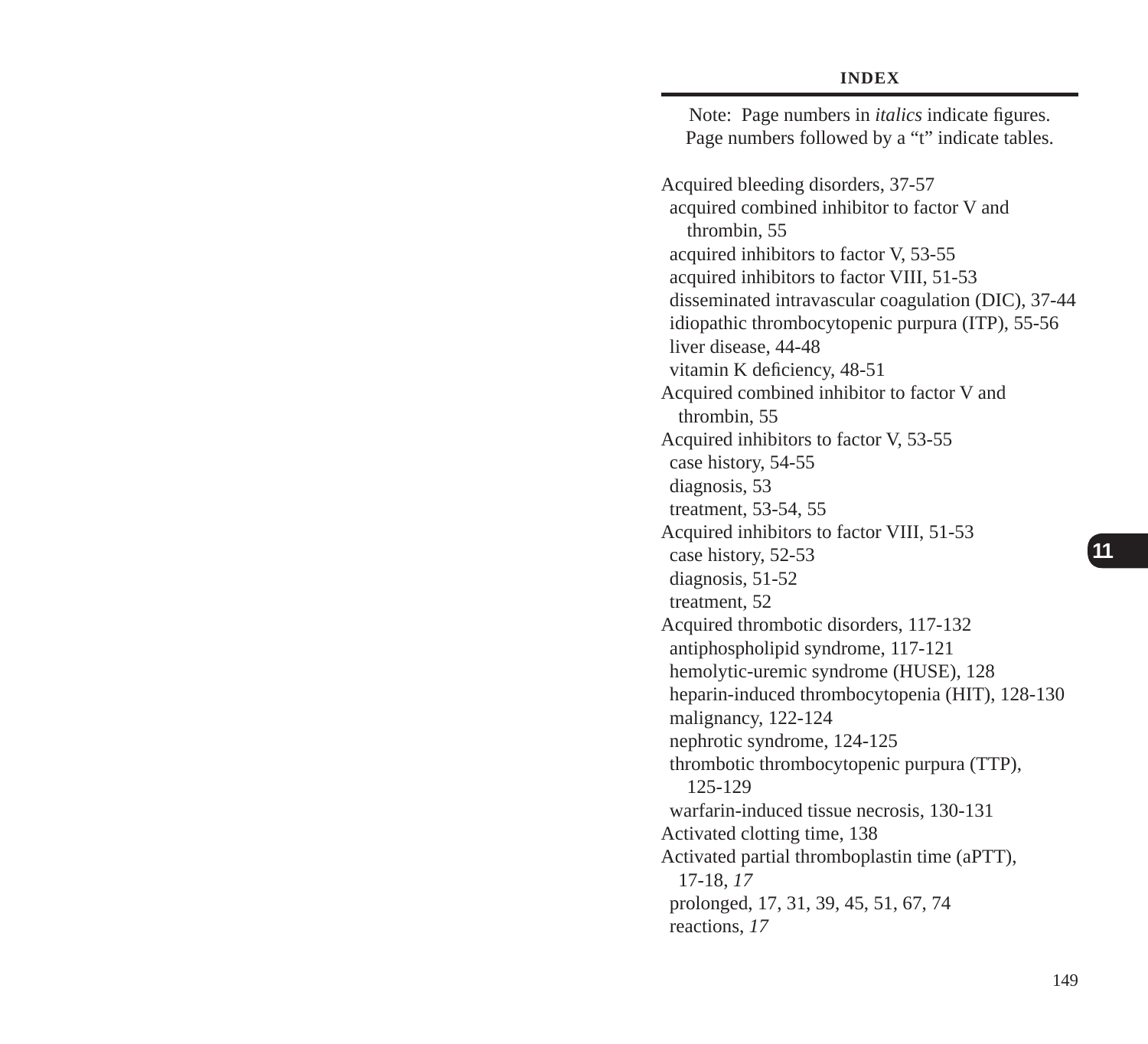# INDEX

Note: Page numbers in *italics* indicate figures. Page numbers followed by a "t" indicate tables.

Acquired bleeding disorders, 37-57
- acquired combined inhibitor to factor V and thrombin, 55
- acquired inhibitors to factor V, 53-55
- acquired inhibitors to factor VIII, 51-53
- disseminated intravascular coagulation (DIC), 37-44
- idiopathic thrombocytopenic purpura (ITP), 55-56
- liver disease, 44-48
- vitamin K deficiency, 48-51

Acquired combined inhibitor to factor V and thrombin, 55

Acquired inhibitors to factor V, 53-55
- case history, 54-55
- diagnosis, 53
- treatment, 53-54, 55

Acquired inhibitors to factor VIII, 51-53
- case history, 52-53
- diagnosis, 51-52
- treatment, 52

Acquired thrombotic disorders, 117-132
- antiphospholipid syndrome, 117-121
- hemolytic-uremic syndrome (HUSE), 128
- heparin-induced thrombocytopenia (HIT), 128-130
- malignancy, 122-124
- nephrotic syndrome, 124-125
- thrombotic thrombocytopenic purpura (TTP), 125-129
- warfarin-induced tissue necrosis, 130-131

Activated clotting time, 138

Activated partial thromboplastin time (aPTT), 17-18, *17*
- prolonged, 17, 31, 39, 45, 51, 67, 74
- reactions, *17*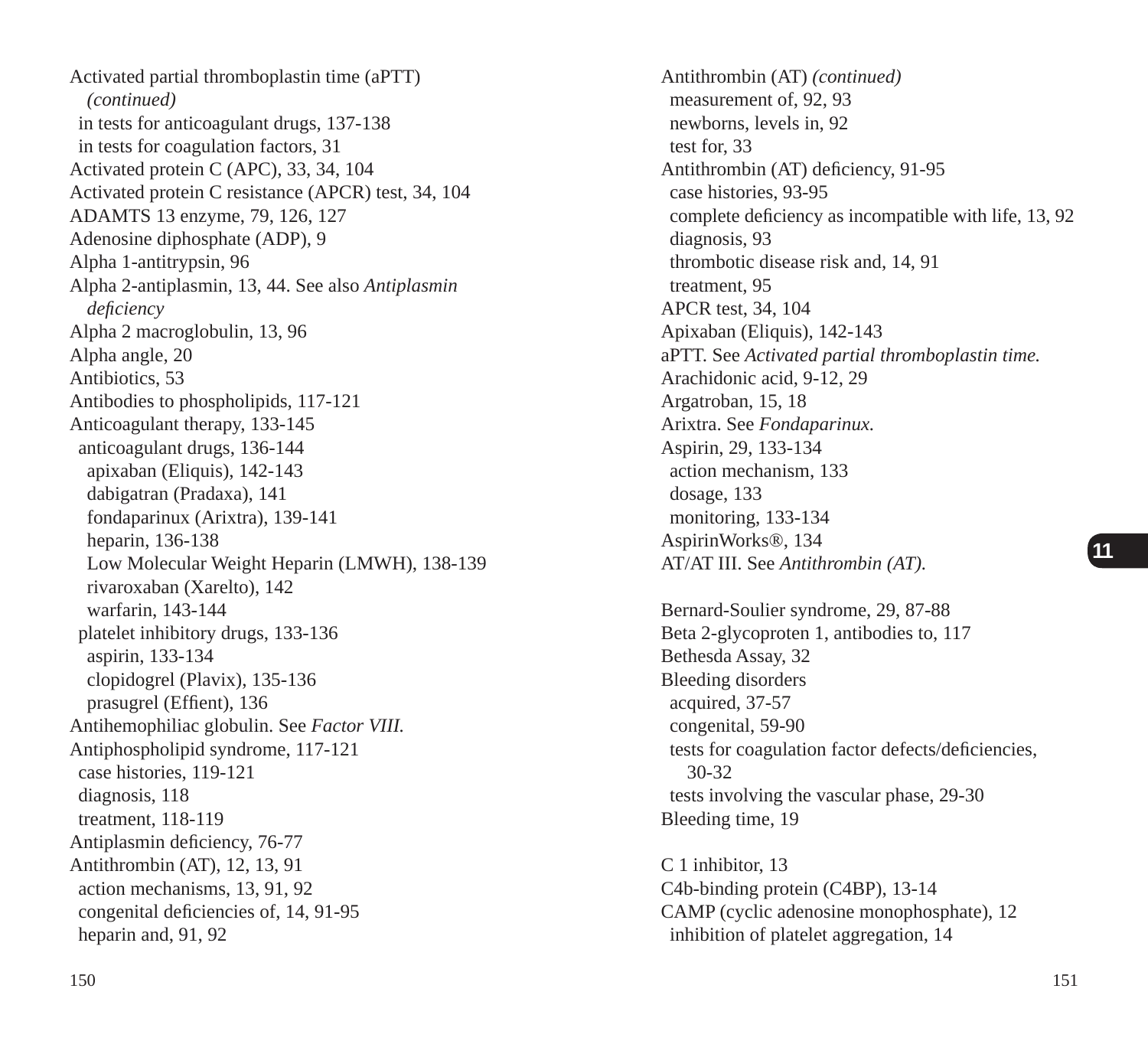Activated partial thromboplastin time (aPTT) *(continued)*
- in tests for anticoagulant drugs, 137-138
- in tests for coagulation factors, 31

Activated protein C (APC), 33, 34, 104
Activated protein C resistance (APCR) test, 34, 104
ADAMTS 13 enzyme, 79, 126, 127
Adenosine diphosphate (ADP), 9
Alpha 1-antitrypsin, 96
Alpha 2-antiplasmin, 13, 44. See also *Antiplasmin deficiency*
Alpha 2 macroglobulin, 13, 96
Alpha angle, 20
Antibiotics, 53
Antibodies to phospholipids, 117-121
Anticoagulant therapy, 133-145
- anticoagulant drugs, 136-144
  - apixaban (Eliquis), 142-143
  - dabigatran (Pradaxa), 141
  - fondaparinux (Arixtra), 139-141
  - heparin, 136-138
  - Low Molecular Weight Heparin (LMWH), 138-139
  - rivaroxaban (Xarelto), 142
  - warfarin, 143-144
- platelet inhibitory drugs, 133-136
  - aspirin, 133-134
  - clopidogrel (Plavix), 135-136
  - prasugrel (Effient), 136

Antihemophiliac globulin. See *Factor VIII.*
Antiphospholipid syndrome, 117-121
- case histories, 119-121
- diagnosis, 118
- treatment, 118-119

Antiplasmin deficiency, 76-77
Antithrombin (AT), 12, 13, 91
- action mechanisms, 13, 91, 92
- congenital deficiencies of, 14, 91-95
- heparin and, 91, 92
- measurement of, 92, 93
- newborns, levels in, 92
- test for, 33

Antithrombin (AT) deficiency, 91-95
- case histories, 93-95
- complete deficiency as incompatible with life, 13, 92
- diagnosis, 93
- thrombotic disease risk and, 14, 91
- treatment, 95

APCR test, 34, 104
Apixaban (Eliquis), 142-143
aPTT. See *Activated partial thromboplastin time.*
Arachidonic acid, 9-12, 29
Argatroban, 15, 18
Arixtra. See *Fondaparinux.*
Aspirin, 29, 133-134
- action mechanism, 133
- dosage, 133
- monitoring, 133-134

AspirinWorks®, 134
AT/AT III. See *Antithrombin (AT).*

Bernard-Soulier syndrome, 29, 87-88
Beta 2-glycoproten 1, antibodies to, 117
Bethesda Assay, 32
Bleeding disorders
- acquired, 37-57
- congenital, 59-90
- tests for coagulation factor defects/deficiencies, 30-32
- tests involving the vascular phase, 29-30

Bleeding time, 19

C 1 inhibitor, 13
C4b-binding protein (C4BP), 13-14
CAMP (cyclic adenosine monophosphate), 12
- inhibition of platelet aggregation, 14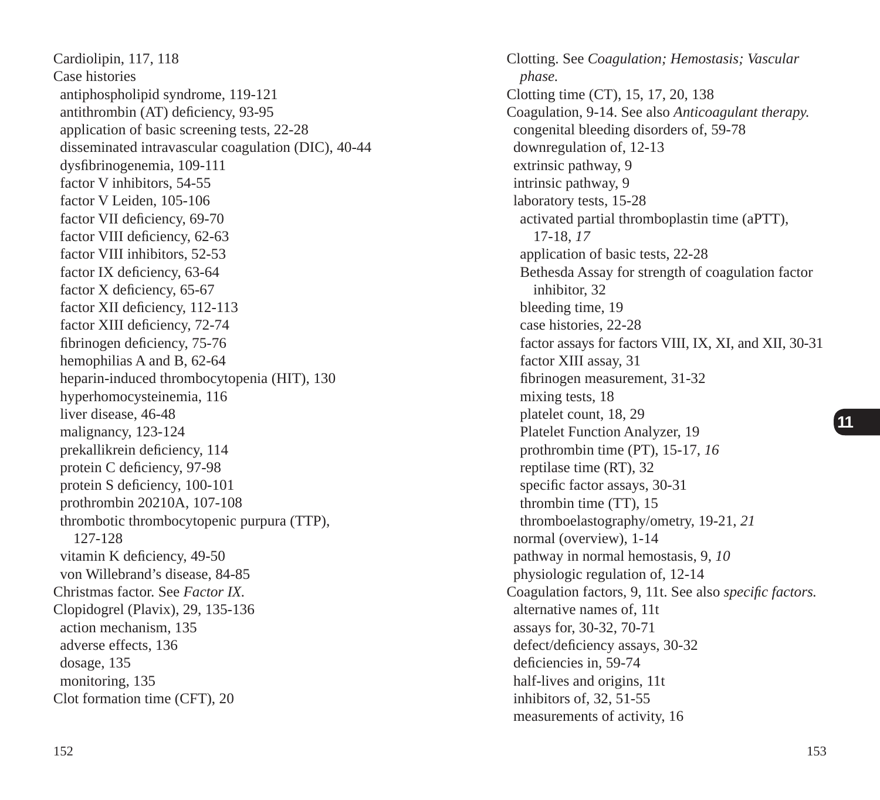Cardiolipin, 117, 118
Case histories
  antiphospholipid syndrome, 119-121
  antithrombin (AT) deficiency, 93-95
  application of basic screening tests, 22-28
  disseminated intravascular coagulation (DIC), 40-44
  dysfibrinogenemia, 109-111
  factor V inhibitors, 54-55
  factor V Leiden, 105-106
  factor VII deficiency, 69-70
  factor VIII deficiency, 62-63
  factor VIII inhibitors, 52-53
  factor IX deficiency, 63-64
  factor X deficiency, 65-67
  factor XII deficiency, 112-113
  factor XIII deficiency, 72-74
  fibrinogen deficiency, 75-76
  hemophilias A and B, 62-64
  heparin-induced thrombocytopenia (HIT), 130
  hyperhomocysteinemia, 116
  liver disease, 46-48
  malignancy, 123-124
  prekallikrein deficiency, 114
  protein C deficiency, 97-98
  protein S deficiency, 100-101
  prothrombin 20210A, 107-108
  thrombotic thrombocytopenic purpura (TTP), 127-128
  vitamin K deficiency, 49-50
  von Willebrand's disease, 84-85
Christmas factor. See *Factor IX.*
Clopidogrel (Plavix), 29, 135-136
  action mechanism, 135
  adverse effects, 136
  dosage, 135
  monitoring, 135
Clot formation time (CFT), 20
Clotting. See *Coagulation; Hemostasis; Vascular phase.*
Clotting time (CT), 15, 17, 20, 138
Coagulation, 9-14. See also *Anticoagulant therapy.*
  congenital bleeding disorders of, 59-78
  downregulation of, 12-13
  extrinsic pathway, 9
  intrinsic pathway, 9
  laboratory tests, 15-28
    activated partial thromboplastin time (aPTT), 17-18, *17*
    application of basic tests, 22-28
    Bethesda Assay for strength of coagulation factor inhibitor, 32
    bleeding time, 19
    case histories, 22-28
    factor assays for factors VIII, IX, XI, and XII, 30-31
    factor XIII assay, 31
    fibrinogen measurement, 31-32
    mixing tests, 18
    platelet count, 18, 29
    Platelet Function Analyzer, 19
    prothrombin time (PT), 15-17, *16*
    reptilase time (RT), 32
    specific factor assays, 30-31
    thrombin time (TT), 15
    thromboelastography/ometry, 19-21, *21*
  normal (overview), 1-14
  pathway in normal hemostasis, 9, *10*
  physiologic regulation of, 12-14
Coagulation factors, 9, 11t. See also *specific factors.*
  alternative names of, 11t
  assays for, 30-32, 70-71
  defect/deficiency assays, 30-32
  deficiencies in, 59-74
  half-lives and origins, 11t
  inhibitors of, 32, 51-55
  measurements of activity, 16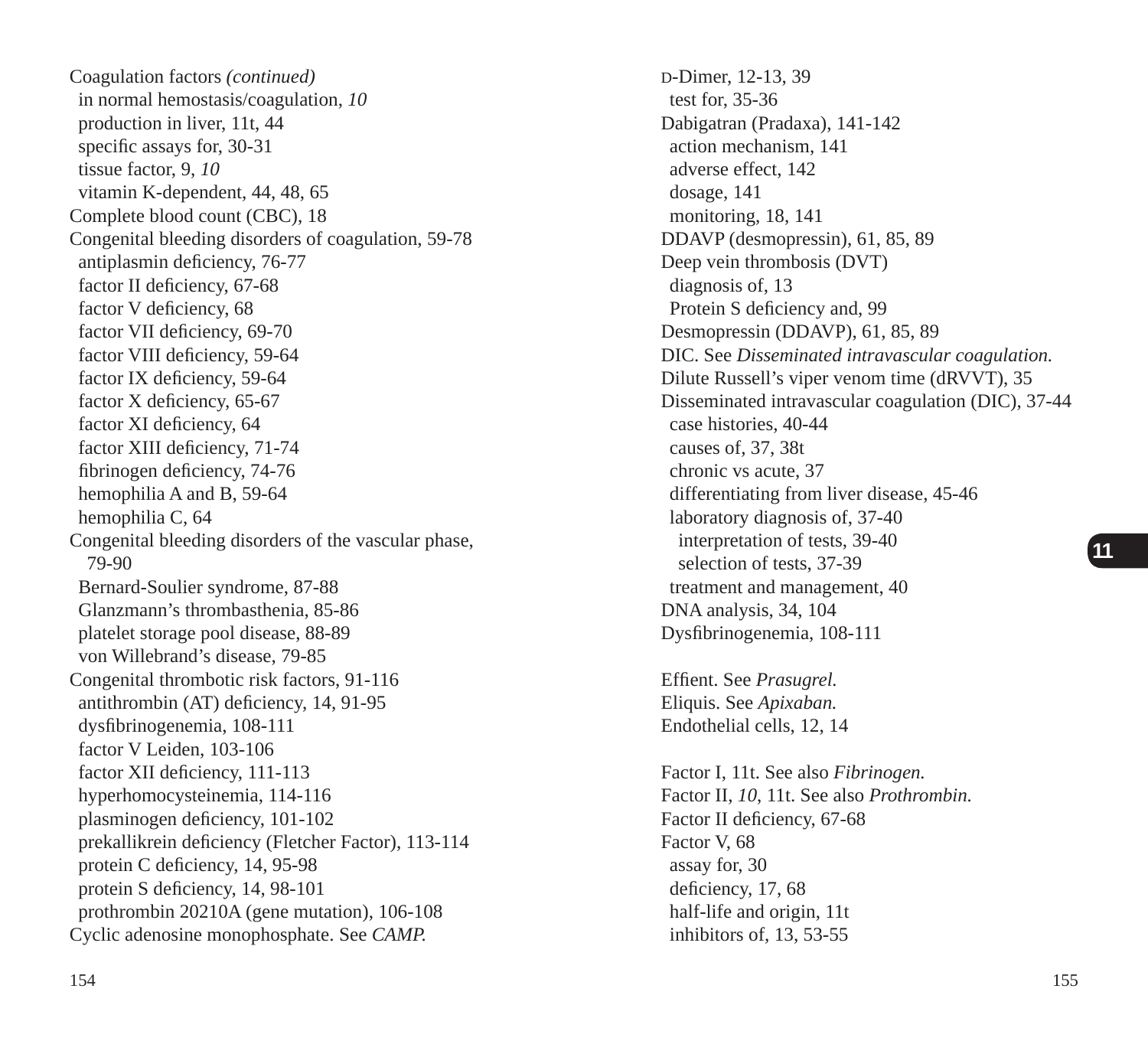Coagulation factors *(continued)*
- in normal hemostasis/coagulation, *10*
- production in liver, 11t, 44
- specific assays for, 30-31
- tissue factor, 9, *10*
- vitamin K-dependent, 44, 48, 65

Complete blood count (CBC), 18

Congenital bleeding disorders of coagulation, 59-78
- antiplasmin deficiency, 76-77
- factor II deficiency, 67-68
- factor V deficiency, 68
- factor VII deficiency, 69-70
- factor VIII deficiency, 59-64
- factor IX deficiency, 59-64
- factor X deficiency, 65-67
- factor XI deficiency, 64
- factor XIII deficiency, 71-74
- fibrinogen deficiency, 74-76
- hemophilia A and B, 59-64
- hemophilia C, 64

Congenital bleeding disorders of the vascular phase, 79-90
- Bernard-Soulier syndrome, 87-88
- Glanzmann's thrombasthenia, 85-86
- platelet storage pool disease, 88-89
- von Willebrand's disease, 79-85

Congenital thrombotic risk factors, 91-116
- antithrombin (AT) deficiency, 14, 91-95
- dysfibrinogenemia, 108-111
- factor V Leiden, 103-106
- factor XII deficiency, 111-113
- hyperhomocysteinemia, 114-116
- plasminogen deficiency, 101-102
- prekallikrein deficiency (Fletcher Factor), 113-114
- protein C deficiency, 14, 95-98
- protein S deficiency, 14, 98-101
- prothrombin 20210A (gene mutation), 106-108

Cyclic adenosine monophosphate. See *CAMP.*

D-Dimer, 12-13, 39
- test for, 35-36

Dabigatran (Pradaxa), 141-142
- action mechanism, 141
- adverse effect, 142
- dosage, 141
- monitoring, 18, 141

DDAVP (desmopressin), 61, 85, 89

Deep vein thrombosis (DVT)
- diagnosis of, 13
- Protein S deficiency and, 99

Desmopressin (DDAVP), 61, 85, 89

DIC. See *Disseminated intravascular coagulation.*

Dilute Russell's viper venom time (dRVVT), 35

Disseminated intravascular coagulation (DIC), 37-44
- case histories, 40-44
- causes of, 37, 38t
- chronic vs acute, 37
- differentiating from liver disease, 45-46
- laboratory diagnosis of, 37-40
  - interpretation of tests, 39-40
  - selection of tests, 37-39
- treatment and management, 40

DNA analysis, 34, 104

Dysfibrinogenemia, 108-111

Effient. See *Prasugrel.*

Eliquis. See *Apixaban.*

Endothelial cells, 12, 14

Factor I, 11t. See also *Fibrinogen.*

Factor II, *10*, 11t. See also *Prothrombin.*

Factor II deficiency, 67-68

Factor V, 68
- assay for, 30
- deficiency, 17, 68
- half-life and origin, 11t
- inhibitors of, 13, 53-55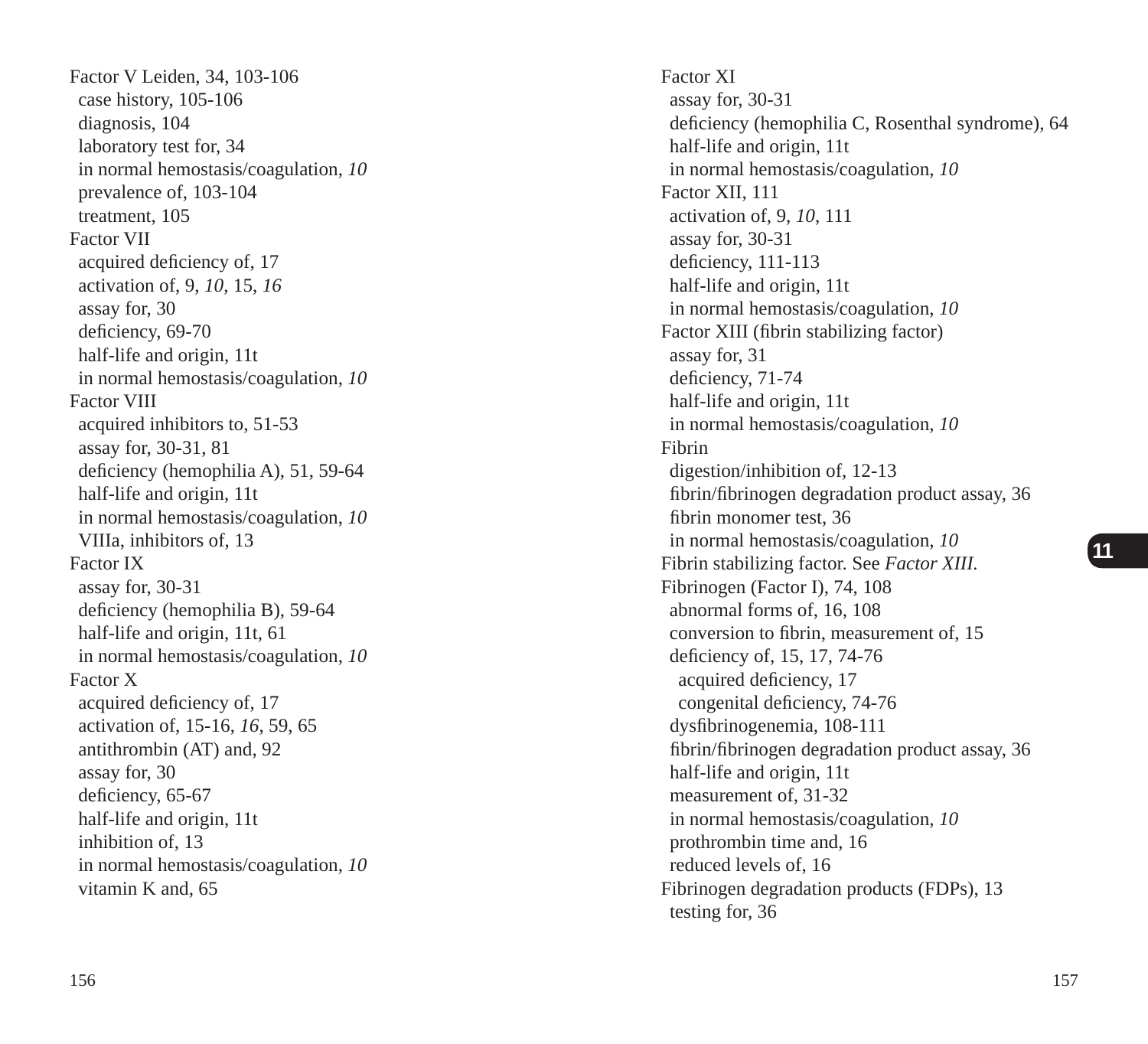Factor V Leiden, 34, 103-106
 case history, 105-106
 diagnosis, 104
 laboratory test for, 34
 in normal hemostasis/coagulation, *10*
 prevalence of, 103-104
 treatment, 105

Factor VII
 acquired deficiency of, 17
 activation of, 9, *10*, 15, *16*
 assay for, 30
 deficiency, 69-70
 half-life and origin, 11t
 in normal hemostasis/coagulation, *10*

Factor VIII
 acquired inhibitors to, 51-53
 assay for, 30-31, 81
 deficiency (hemophilia A), 51, 59-64
 half-life and origin, 11t
 in normal hemostasis/coagulation, *10*
 VIIIa, inhibitors of, 13

Factor IX
 assay for, 30-31
 deficiency (hemophilia B), 59-64
 half-life and origin, 11t, 61
 in normal hemostasis/coagulation, *10*

Factor X
 acquired deficiency of, 17
 activation of, 15-16, *16*, 59, 65
 antithrombin (AT) and, 92
 assay for, 30
 deficiency, 65-67
 half-life and origin, 11t
 inhibition of, 13
 in normal hemostasis/coagulation, *10*
 vitamin K and, 65

Factor XI
 assay for, 30-31
 deficiency (hemophilia C, Rosenthal syndrome), 64
 half-life and origin, 11t
 in normal hemostasis/coagulation, *10*

Factor XII, 111
 activation of, 9, *10*, 111
 assay for, 30-31
 deficiency, 111-113
 half-life and origin, 11t
 in normal hemostasis/coagulation, *10*

Factor XIII (fibrin stabilizing factor)
 assay for, 31
 deficiency, 71-74
 half-life and origin, 11t
 in normal hemostasis/coagulation, *10*

Fibrin
 digestion/inhibition of, 12-13
 fibrin/fibrinogen degradation product assay, 36
 fibrin monomer test, 36
 in normal hemostasis/coagulation, *10*

Fibrin stabilizing factor. See *Factor XIII.*

Fibrinogen (Factor I), 74, 108
 abnormal forms of, 16, 108
 conversion to fibrin, measurement of, 15
 deficiency of, 15, 17, 74-76
  acquired deficiency, 17
  congenital deficiency, 74-76
 dysfibrinogenemia, 108-111
 fibrin/fibrinogen degradation product assay, 36
 half-life and origin, 11t
 measurement of, 31-32
 in normal hemostasis/coagulation, *10*
 prothrombin time and, 16
 reduced levels of, 16

Fibrinogen degradation products (FDPs), 13
 testing for, 36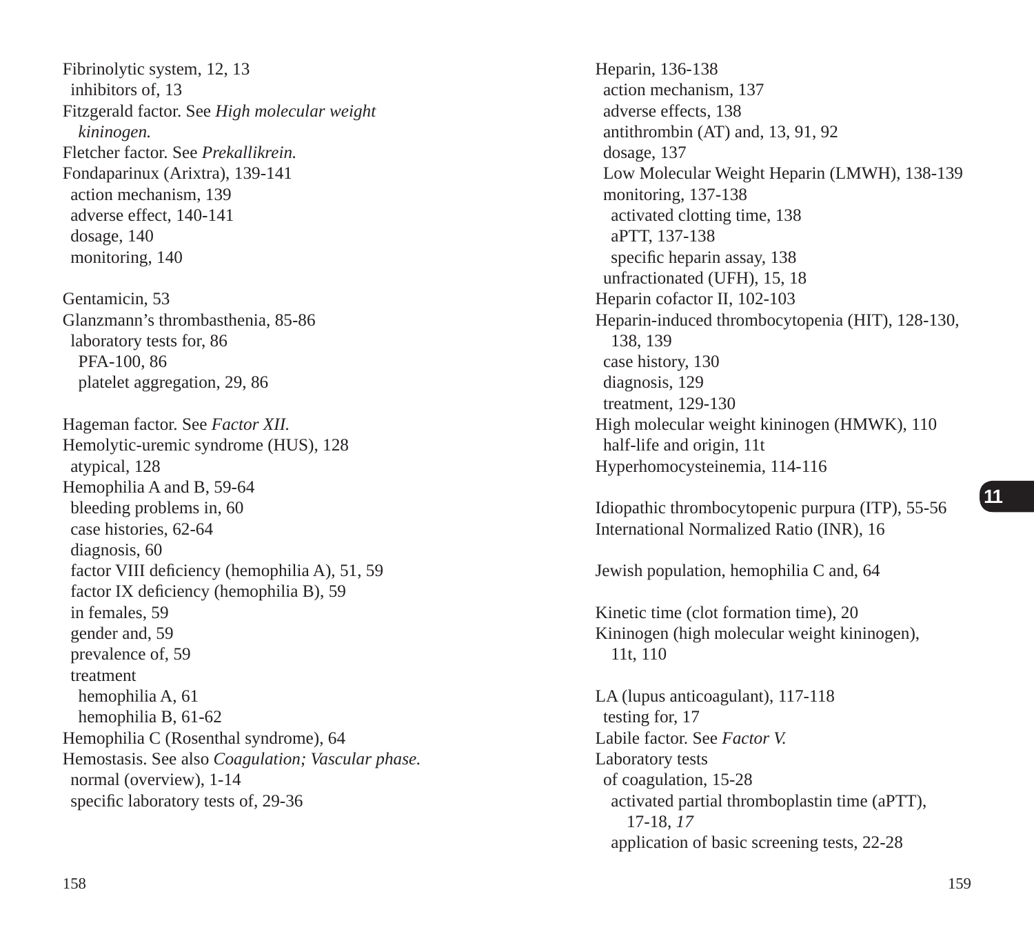Fibrinolytic system, 12, 13
 inhibitors of, 13
Fitzgerald factor. See *High molecular weight kininogen.*
Fletcher factor. See *Prekallikrein.*
Fondaparinux (Arixtra), 139-141
 action mechanism, 139
 adverse effect, 140-141
 dosage, 140
 monitoring, 140

Gentamicin, 53
Glanzmann's thrombasthenia, 85-86
 laboratory tests for, 86
  PFA-100, 86
  platelet aggregation, 29, 86

Hageman factor. See *Factor XII.*
Hemolytic-uremic syndrome (HUS), 128
 atypical, 128
Hemophilia A and B, 59-64
 bleeding problems in, 60
 case histories, 62-64
 diagnosis, 60
 factor VIII deficiency (hemophilia A), 51, 59
 factor IX deficiency (hemophilia B), 59
 in females, 59
 gender and, 59
 prevalence of, 59
 treatment
  hemophilia A, 61
  hemophilia B, 61-62
Hemophilia C (Rosenthal syndrome), 64
Hemostasis. See also *Coagulation; Vascular phase.*
 normal (overview), 1-14
 specific laboratory tests of, 29-36

Heparin, 136-138
 action mechanism, 137
 adverse effects, 138
 antithrombin (AT) and, 13, 91, 92
 dosage, 137
 Low Molecular Weight Heparin (LMWH), 138-139
 monitoring, 137-138
  activated clotting time, 138
  aPTT, 137-138
  specific heparin assay, 138
 unfractionated (UFH), 15, 18
Heparin cofactor II, 102-103
Heparin-induced thrombocytopenia (HIT), 128-130, 138, 139
 case history, 130
 diagnosis, 129
 treatment, 129-130
High molecular weight kininogen (HMWK), 110
 half-life and origin, 11t
Hyperhomocysteinemia, 114-116

Idiopathic thrombocytopenic purpura (ITP), 55-56
International Normalized Ratio (INR), 16

Jewish population, hemophilia C and, 64

Kinetic time (clot formation time), 20
Kininogen (high molecular weight kininogen), 11t, 110

LA (lupus anticoagulant), 117-118
 testing for, 17
Labile factor. See *Factor V.*
Laboratory tests
 of coagulation, 15-28
  activated partial thromboplastin time (aPTT), 17-18, *17*
  application of basic screening tests, 22-28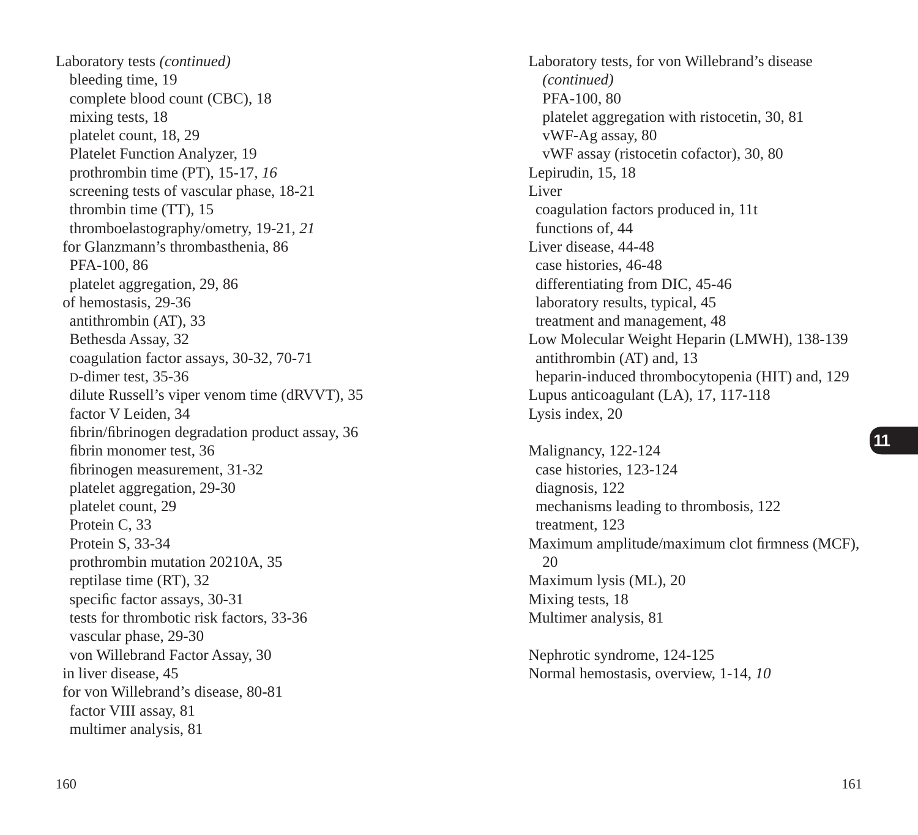Laboratory tests *(continued)*
- bleeding time, 19
- complete blood count (CBC), 18
- mixing tests, 18
- platelet count, 18, 29
- Platelet Function Analyzer, 19
- prothrombin time (PT), 15-17, *16*
- screening tests of vascular phase, 18-21
- thrombin time (TT), 15
- thromboelastography/ometry, 19-21, *21*

for Glanzmann's thrombasthenia, 86
- PFA-100, 86
- platelet aggregation, 29, 86

of hemostasis, 29-36
- antithrombin (AT), 33
- Bethesda Assay, 32
- coagulation factor assays, 30-32, 70-71
- D-dimer test, 35-36
- dilute Russell's viper venom time (dRVVT), 35
- factor V Leiden, 34
- fibrin/fibrinogen degradation product assay, 36
- fibrin monomer test, 36
- fibrinogen measurement, 31-32
- platelet aggregation, 29-30
- platelet count, 29
- Protein C, 33
- Protein S, 33-34
- prothrombin mutation 20210A, 35
- reptilase time (RT), 32
- specific factor assays, 30-31
- tests for thrombotic risk factors, 33-36
- vascular phase, 29-30
- von Willebrand Factor Assay, 30

in liver disease, 45

for von Willebrand's disease, 80-81
- factor VIII assay, 81
- multimer analysis, 81

Laboratory tests, for von Willebrand's disease *(continued)*
- PFA-100, 80
- platelet aggregation with ristocetin, 30, 81
- vWF-Ag assay, 80
- vWF assay (ristocetin cofactor), 30, 80

Lepirudin, 15, 18

Liver
- coagulation factors produced in, 11t
- functions of, 44

Liver disease, 44-48
- case histories, 46-48
- differentiating from DIC, 45-46
- laboratory results, typical, 45
- treatment and management, 48

Low Molecular Weight Heparin (LMWH), 138-139
- antithrombin (AT) and, 13
- heparin-induced thrombocytopenia (HIT) and, 129

Lupus anticoagulant (LA), 17, 117-118

Lysis index, 20

Malignancy, 122-124
- case histories, 123-124
- diagnosis, 122
- mechanisms leading to thrombosis, 122
- treatment, 123

Maximum amplitude/maximum clot firmness (MCF), 20

Maximum lysis (ML), 20

Mixing tests, 18

Multimer analysis, 81

Nephrotic syndrome, 124-125

Normal hemostasis, overview, 1-14, *10*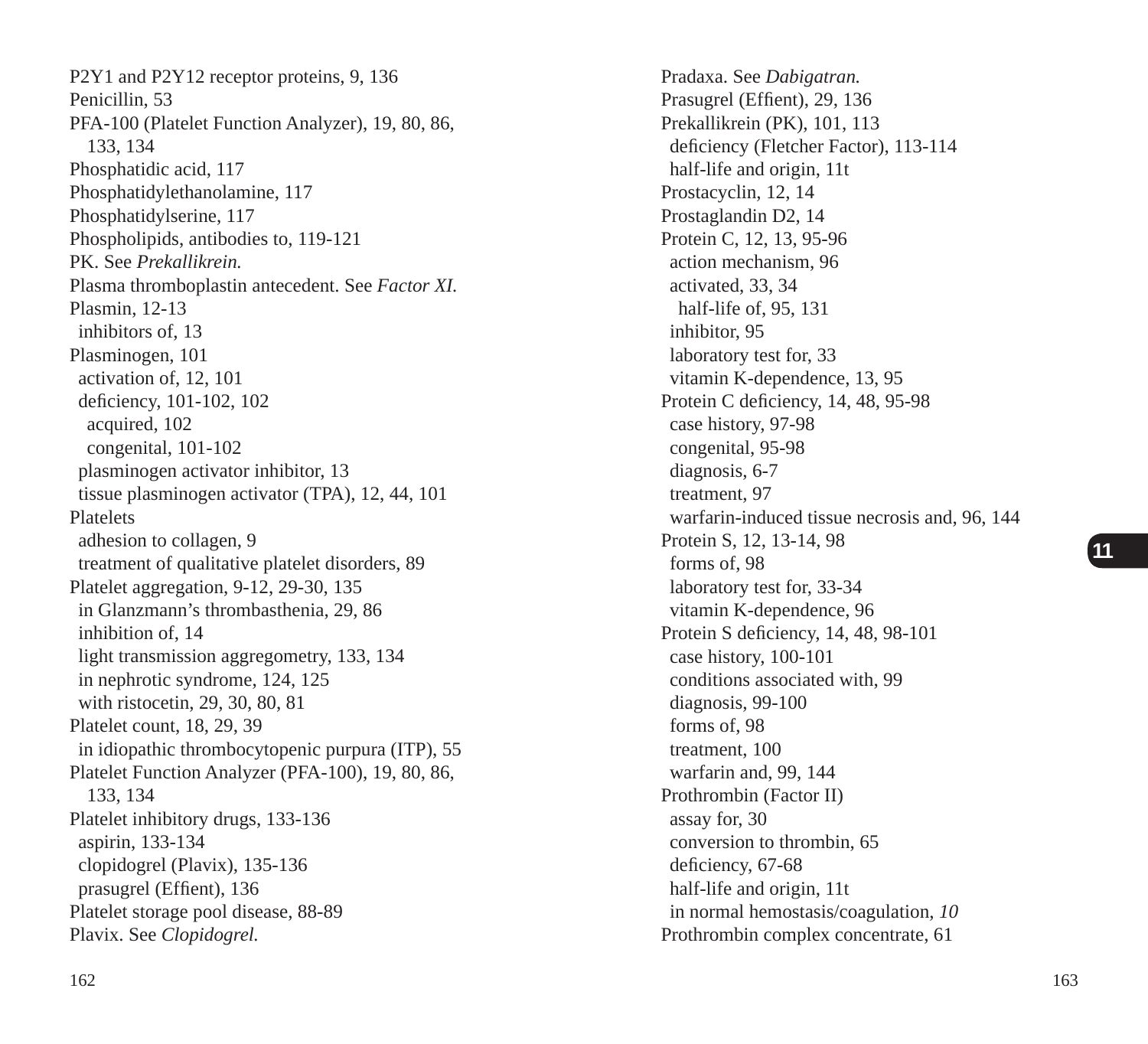P2Y1 and P2Y12 receptor proteins, 9, 136
Penicillin, 53
PFA-100 (Platelet Function Analyzer), 19, 80, 86, 133, 134
Phosphatidic acid, 117
Phosphatidylethanolamine, 117
Phosphatidylserine, 117
Phospholipids, antibodies to, 119-121
PK. See *Prekallikrein.*
Plasma thromboplastin antecedent. See *Factor XI.*
Plasmin, 12-13
  inhibitors of, 13
Plasminogen, 101
  activation of, 12, 101
  deficiency, 101-102, 102
    acquired, 102
    congenital, 101-102
  plasminogen activator inhibitor, 13
  tissue plasminogen activator (TPA), 12, 44, 101
Platelets
  adhesion to collagen, 9
  treatment of qualitative platelet disorders, 89
Platelet aggregation, 9-12, 29-30, 135
  in Glanzmann's thrombasthenia, 29, 86
  inhibition of, 14
  light transmission aggregometry, 133, 134
  in nephrotic syndrome, 124, 125
  with ristocetin, 29, 30, 80, 81
Platelet count, 18, 29, 39
  in idiopathic thrombocytopenic purpura (ITP), 55
Platelet Function Analyzer (PFA-100), 19, 80, 86, 133, 134
Platelet inhibitory drugs, 133-136
  aspirin, 133-134
  clopidogrel (Plavix), 135-136
  prasugrel (Effient), 136
Platelet storage pool disease, 88-89
Plavix. See *Clopidogrel.*

Pradaxa. See *Dabigatran.*
Prasugrel (Effient), 29, 136
Prekallikrein (PK), 101, 113
  deficiency (Fletcher Factor), 113-114
  half-life and origin, 11t
Prostacyclin, 12, 14
Prostaglandin D2, 14
Protein C, 12, 13, 95-96
  action mechanism, 96
  activated, 33, 34
    half-life of, 95, 131
  inhibitor, 95
  laboratory test for, 33
  vitamin K-dependence, 13, 95
Protein C deficiency, 14, 48, 95-98
  case history, 97-98
  congenital, 95-98
  diagnosis, 6-7
  treatment, 97
  warfarin-induced tissue necrosis and, 96, 144
Protein S, 12, 13-14, 98
  forms of, 98
  laboratory test for, 33-34
  vitamin K-dependence, 96
Protein S deficiency, 14, 48, 98-101
  case history, 100-101
  conditions associated with, 99
  diagnosis, 99-100
  forms of, 98
  treatment, 100
  warfarin and, 99, 144
Prothrombin (Factor II)
  assay for, 30
  conversion to thrombin, 65
  deficiency, 67-68
  half-life and origin, 11t
  in normal hemostasis/coagulation, *10*
Prothrombin complex concentrate, 61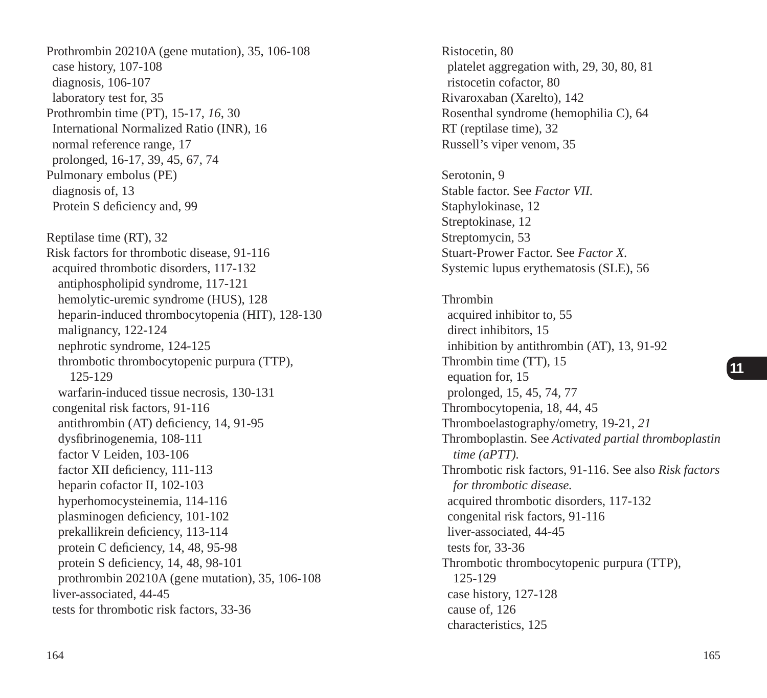Prothrombin 20210A (gene mutation), 35, 106-108
  case history, 107-108
  diagnosis, 106-107
  laboratory test for, 35
Prothrombin time (PT), 15-17, *16*, 30
  International Normalized Ratio (INR), 16
  normal reference range, 17
  prolonged, 16-17, 39, 45, 67, 74
Pulmonary embolus (PE)
  diagnosis of, 13
  Protein S deficiency and, 99

Reptilase time (RT), 32
Risk factors for thrombotic disease, 91-116
  acquired thrombotic disorders, 117-132
    antiphospholipid syndrome, 117-121
    hemolytic-uremic syndrome (HUS), 128
    heparin-induced thrombocytopenia (HIT), 128-130
    malignancy, 122-124
    nephrotic syndrome, 124-125
    thrombotic thrombocytopenic purpura (TTP), 125-129
    warfarin-induced tissue necrosis, 130-131
  congenital risk factors, 91-116
    antithrombin (AT) deficiency, 14, 91-95
    dysfibrinogenemia, 108-111
    factor V Leiden, 103-106
    factor XII deficiency, 111-113
    heparin cofactor II, 102-103
    hyperhomocysteinemia, 114-116
    plasminogen deficiency, 101-102
    prekallikrein deficiency, 113-114
    protein C deficiency, 14, 48, 95-98
    protein S deficiency, 14, 48, 98-101
    prothrombin 20210A (gene mutation), 35, 106-108
  liver-associated, 44-45
  tests for thrombotic risk factors, 33-36

Ristocetin, 80
  platelet aggregation with, 29, 30, 80, 81
  ristocetin cofactor, 80
Rivaroxaban (Xarelto), 142
Rosenthal syndrome (hemophilia C), 64
RT (reptilase time), 32
Russell's viper venom, 35

Serotonin, 9
Stable factor. See *Factor VII.*
Staphylokinase, 12
Streptokinase, 12
Streptomycin, 53
Stuart-Prower Factor. See *Factor X.*
Systemic lupus erythematosis (SLE), 56

Thrombin
  acquired inhibitor to, 55
  direct inhibitors, 15
  inhibition by antithrombin (AT), 13, 91-92
Thrombin time (TT), 15
  equation for, 15
  prolonged, 15, 45, 74, 77
Thrombocytopenia, 18, 44, 45
Thromboelastography/ometry, 19-21, *21*
Thromboplastin. See *Activated partial thromboplastin time (aPTT).*
Thrombotic risk factors, 91-116. See also *Risk factors for thrombotic disease.*
  acquired thrombotic disorders, 117-132
  congenital risk factors, 91-116
  liver-associated, 44-45
  tests for, 33-36
Thrombotic thrombocytopenic purpura (TTP), 125-129
  case history, 127-128
  cause of, 126
  characteristics, 125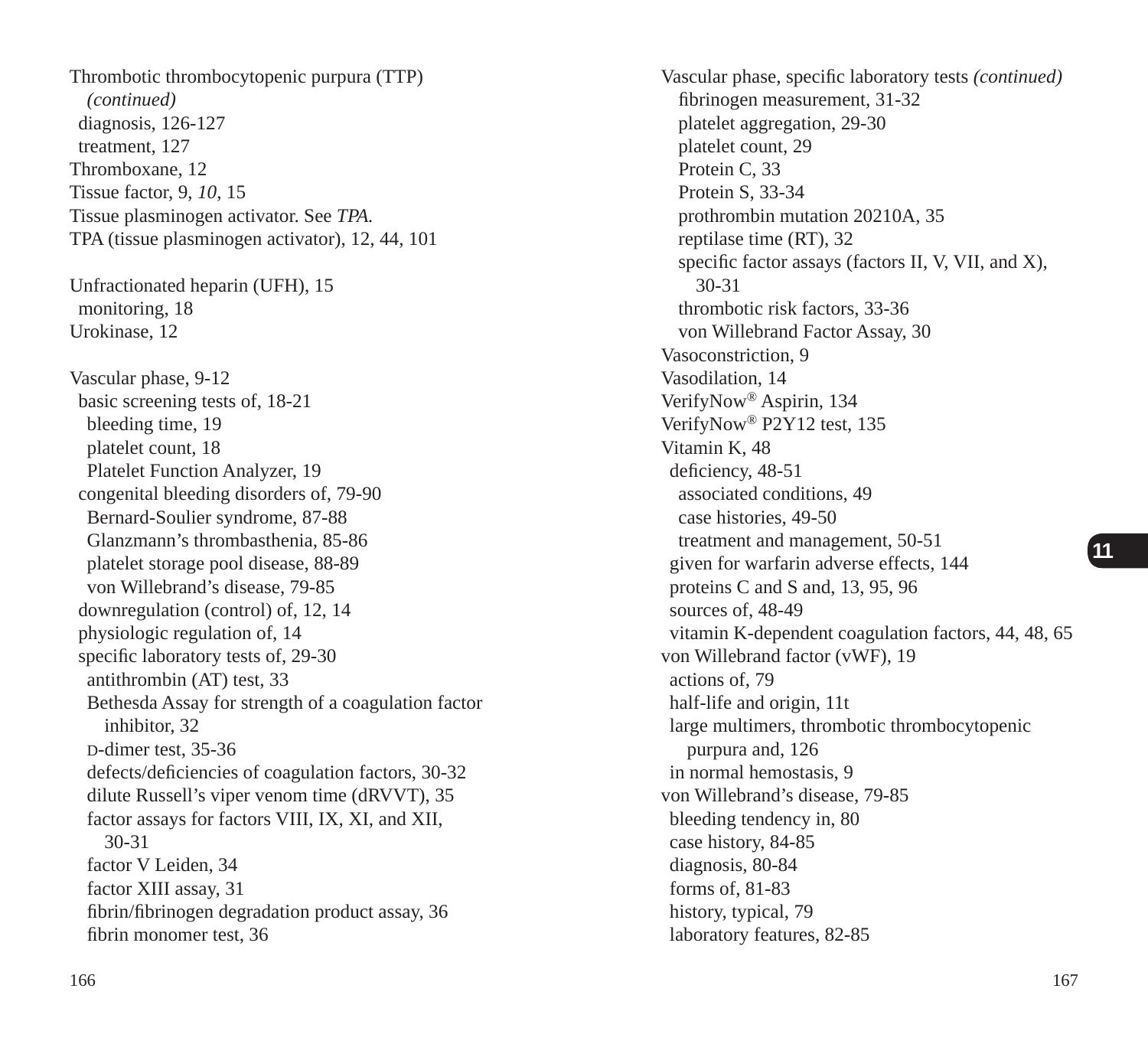Thrombotic thrombocytopenic purpura (TTP) *(continued)*
- diagnosis, 126-127
- treatment, 127

Thromboxane, 12
Tissue factor, 9, *10*, 15
Tissue plasminogen activator. See *TPA.*
TPA (tissue plasminogen activator), 12, 44, 101

Unfractionated heparin (UFH), 15
- monitoring, 18

Urokinase, 12

Vascular phase, 9-12
- basic screening tests of, 18-21
  - bleeding time, 19
  - platelet count, 18
  - Platelet Function Analyzer, 19
- congenital bleeding disorders of, 79-90
  - Bernard-Soulier syndrome, 87-88
  - Glanzmann's thrombasthenia, 85-86
  - platelet storage pool disease, 88-89
  - von Willebrand's disease, 79-85
- downregulation (control) of, 12, 14
- physiologic regulation of, 14
- specific laboratory tests of, 29-30
  - antithrombin (AT) test, 33
  - Bethesda Assay for strength of a coagulation factor inhibitor, 32
  - D-dimer test, 35-36
  - defects/deficiencies of coagulation factors, 30-32
  - dilute Russell's viper venom time (dRVVT), 35
  - factor assays for factors VIII, IX, XI, and XII, 30-31
  - factor V Leiden, 34
  - factor XIII assay, 31
  - fibrin/fibrinogen degradation product assay, 36
  - fibrin monomer test, 36

Vascular phase, specific laboratory tests *(continued)*
  - fibrinogen measurement, 31-32
  - platelet aggregation, 29-30
  - platelet count, 29
  - Protein C, 33
  - Protein S, 33-34
  - prothrombin mutation 20210A, 35
  - reptilase time (RT), 32
  - specific factor assays (factors II, V, VII, and X), 30-31
  - thrombotic risk factors, 33-36
  - von Willebrand Factor Assay, 30

Vasoconstriction, 9
Vasodilation, 14
VerifyNow® Aspirin, 134
VerifyNow® P2Y12 test, 135
Vitamin K, 48
- deficiency, 48-51
  - associated conditions, 49
  - case histories, 49-50
  - treatment and management, 50-51
- given for warfarin adverse effects, 144
- proteins C and S and, 13, 95, 96
- sources of, 48-49
- vitamin K-dependent coagulation factors, 44, 48, 65

von Willebrand factor (vWF), 19
- actions of, 79
- half-life and origin, 11t
- large multimers, thrombotic thrombocytopenic purpura and, 126
- in normal hemostasis, 9

von Willebrand's disease, 79-85
- bleeding tendency in, 80
- case history, 84-85
- diagnosis, 80-84
- forms of, 81-83
- history, typical, 79
- laboratory features, 82-85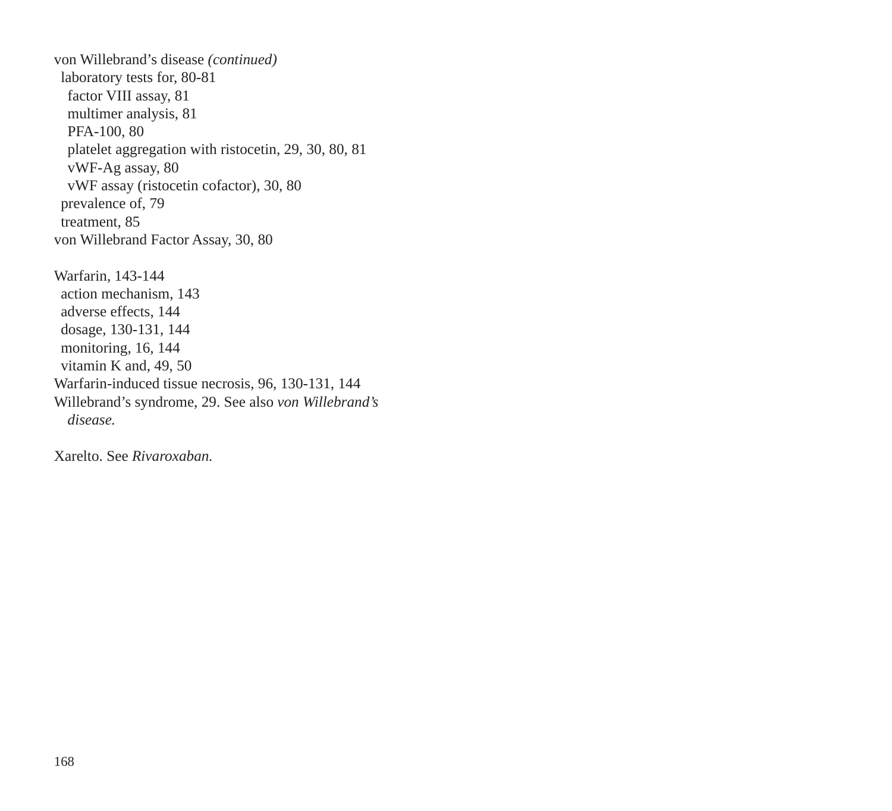von Willebrand’s disease *(continued)*
  laboratory tests for, 80-81
    factor VIII assay, 81
    multimer analysis, 81
    PFA-100, 80
    platelet aggregation with ristocetin, 29, 30, 80, 81
    vWF-Ag assay, 80
    vWF assay (ristocetin cofactor), 30, 80
  prevalence of, 79
  treatment, 85
von Willebrand Factor Assay, 30, 80

Warfarin, 143-144
  action mechanism, 143
  adverse effects, 144
  dosage, 130-131, 144
  monitoring, 16, 144
  vitamin K and, 49, 50
Warfarin-induced tissue necrosis, 96, 130-131, 144
Willebrand’s syndrome, 29. See also *von Willebrand’s disease.*

Xarelto. See *Rivaroxaban.*